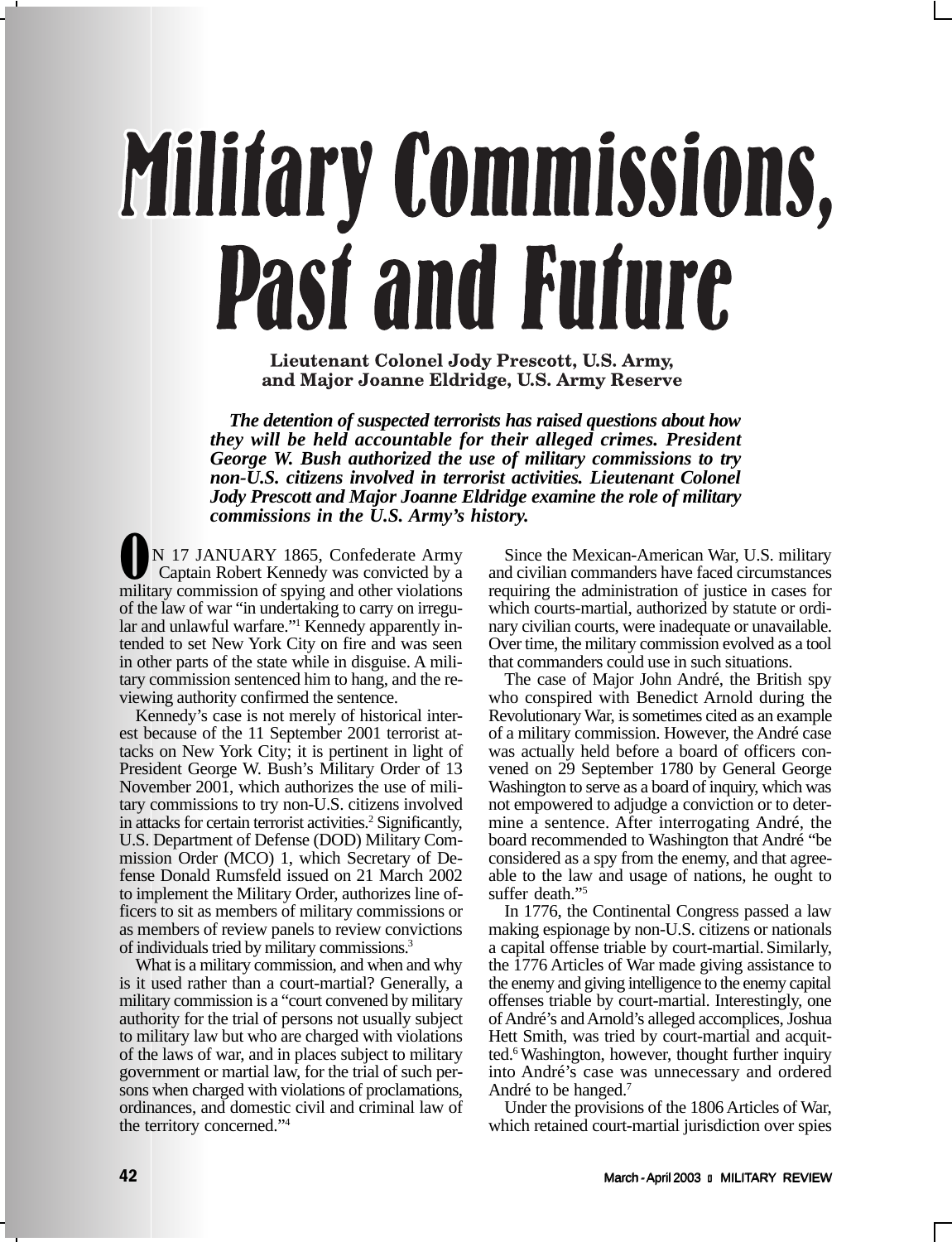# Military Commissions, Past and Future

**Lieutenant Colonel Jody Prescott, U.S. Army, and Major Joanne Eldridge, U.S. Army Reserve**

***The detention of suspected terrorists has raised questions about how they will be held accountable for their alleged crimes. President George W. Bush authorized the use of military commissions to try non-U.S. citizens involved in terrorist activities. Lieutenant Colonel Jody Prescott and Major Joanne Eldridge examine the role of military commissions in the U.S. Army's history.***

ON 17 JANUARY 1865, Confederate Army Captain Robert Kennedy was convicted by a military commission of spying and other violations of the law of war "in undertaking to carry on irregular and unlawful warfare."[1] Kennedy apparently intended to set New York City on fire and was seen in other parts of the state while in disguise. A military commission sentenced him to hang, and the reviewing authority confirmed the sentence.

Kennedy's case is not merely of historical interest because of the 11 September 2001 terrorist attacks on New York City; it is pertinent in light of President George W. Bush's Military Order of 13 November 2001, which authorizes the use of military commissions to try non-U.S. citizens involved in attacks for certain terrorist activities.[2] Significantly, U.S. Department of Defense (DOD) Military Commission Order (MCO) 1, which Secretary of Defense Donald Rumsfeld issued on 21 March 2002 to implement the Military Order, authorizes line officers to sit as members of military commissions or as members of review panels to review convictions of individuals tried by military commissions.[3]

What is a military commission, and when and why is it used rather than a court-martial? Generally, a military commission is a "court convened by military authority for the trial of persons not usually subject to military law but who are charged with violations of the laws of war, and in places subject to military government or martial law, for the trial of such persons when charged with violations of proclamations, ordinances, and domestic civil and criminal law of the territory concerned."[4]

Since the Mexican-American War, U.S. military and civilian commanders have faced circumstances requiring the administration of justice in cases for which courts-martial, authorized by statute or ordinary civilian courts, were inadequate or unavailable. Over time, the military commission evolved as a tool that commanders could use in such situations.

The case of Major John André, the British spy who conspired with Benedict Arnold during the Revolutionary War, is sometimes cited as an example of a military commission. However, the André case was actually held before a board of officers convened on 29 September 1780 by General George Washington to serve as a board of inquiry, which was not empowered to adjudge a conviction or to determine a sentence. After interrogating André, the board recommended to Washington that André "be considered as a spy from the enemy, and that agreeable to the law and usage of nations, he ought to suffer death."[5]

In 1776, the Continental Congress passed a law making espionage by non-U.S. citizens or nationals a capital offense triable by court-martial. Similarly, the 1776 Articles of War made giving assistance to the enemy and giving intelligence to the enemy capital offenses triable by court-martial. Interestingly, one of André's and Arnold's alleged accomplices, Joshua Hett Smith, was tried by court-martial and acquitted.[6] Washington, however, thought further inquiry into André's case was unnecessary and ordered André to be hanged.[7]

Under the provisions of the 1806 Articles of War, which retained court-martial jurisdiction over spies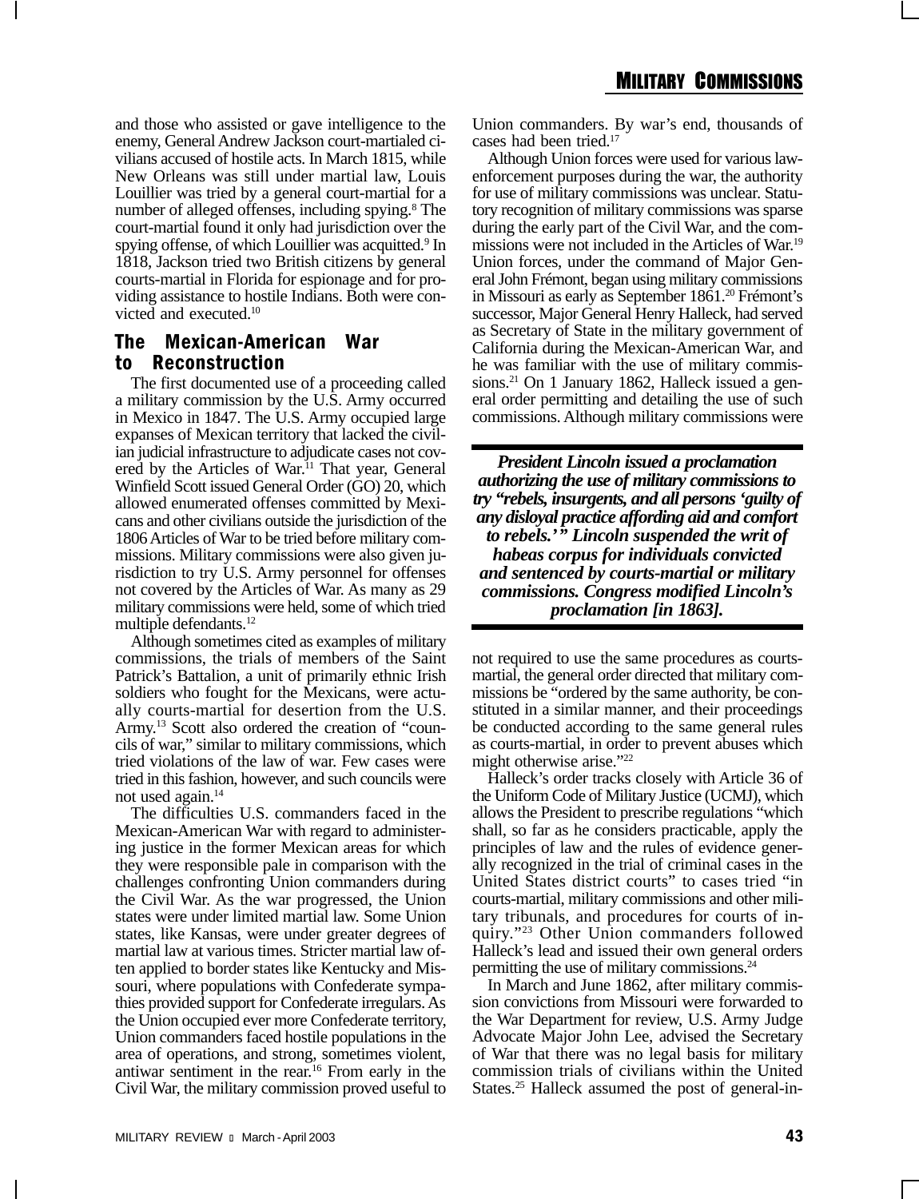and those who assisted or gave intelligence to the enemy, General Andrew Jackson court-martialed civilians accused of hostile acts. In March 1815, while New Orleans was still under martial law, Louis Louillier was tried by a general court-martial for a number of alleged offenses, including spying.[8] The court-martial found it only had jurisdiction over the spying offense, of which Louillier was acquitted.[9] In 1818, Jackson tried two British citizens by general courts-martial in Florida for espionage and for providing assistance to hostile Indians. Both were convicted and executed.[10]

## The Mexican-American War to Reconstruction

The first documented use of a proceeding called a military commission by the U.S. Army occurred in Mexico in 1847. The U.S. Army occupied large expanses of Mexican territory that lacked the civilian judicial infrastructure to adjudicate cases not covered by the Articles of War.[11] That year, General Winfield Scott issued General Order (GO) 20, which allowed enumerated offenses committed by Mexicans and other civilians outside the jurisdiction of the 1806 Articles of War to be tried before military commissions. Military commissions were also given jurisdiction to try U.S. Army personnel for offenses not covered by the Articles of War. As many as 29 military commissions were held, some of which tried multiple defendants.[12]

Although sometimes cited as examples of military commissions, the trials of members of the Saint Patrick's Battalion, a unit of primarily ethnic Irish soldiers who fought for the Mexicans, were actually courts-martial for desertion from the U.S. Army.[13] Scott also ordered the creation of "councils of war," similar to military commissions, which tried violations of the law of war. Few cases were tried in this fashion, however, and such councils were not used again.[14]

The difficulties U.S. commanders faced in the Mexican-American War with regard to administering justice in the former Mexican areas for which they were responsible pale in comparison with the challenges confronting Union commanders during the Civil War. As the war progressed, the Union states were under limited martial law. Some Union states, like Kansas, were under greater degrees of martial law at various times. Stricter martial law often applied to border states like Kentucky and Missouri, where populations with Confederate sympathies provided support for Confederate irregulars. As the Union occupied ever more Confederate territory, Union commanders faced hostile populations in the area of operations, and strong, sometimes violent, antiwar sentiment in the rear.[16] From early in the Civil War, the military commission proved useful to Union commanders. By war's end, thousands of cases had been tried.[17]

Although Union forces were used for various law-enforcement purposes during the war, the authority for use of military commissions was unclear. Statutory recognition of military commissions was sparse during the early part of the Civil War, and the commissions were not included in the Articles of War.[19] Union forces, under the command of Major General John Frémont, began using military commissions in Missouri as early as September 1861.[20] Frémont's successor, Major General Henry Halleck, had served as Secretary of State in the military government of California during the Mexican-American War, and he was familiar with the use of military commissions.[21] On 1 January 1862, Halleck issued a general order permitting and detailing the use of such commissions. Although military commissions were not required to use the same procedures as courts-martial, the general order directed that military commissions be "ordered by the same authority, be constituted in a similar manner, and their proceedings be conducted according to the same general rules as courts-martial, in order to prevent abuses which might otherwise arise."[22]

> ***President Lincoln issued a proclamation authorizing the use of military commissions to try "rebels, insurgents, and all persons 'guilty of any disloyal practice affording aid and comfort to rebels.'" Lincoln suspended the writ of habeas corpus for individuals convicted and sentenced by courts-martial or military commissions. Congress modified Lincoln's proclamation [in 1863].***

Halleck's order tracks closely with Article 36 of the Uniform Code of Military Justice (UCMJ), which allows the President to prescribe regulations "which shall, so far as he considers practicable, apply the principles of law and the rules of evidence generally recognized in the trial of criminal cases in the United States district courts" to cases tried "in courts-martial, military commissions and other military tribunals, and procedures for courts of inquiry."[23] Other Union commanders followed Halleck's lead and issued their own general orders permitting the use of military commissions.[24]

In March and June 1862, after military commission convictions from Missouri were forwarded to the War Department for review, U.S. Army Judge Advocate Major John Lee, advised the Secretary of War that there was no legal basis for military commission trials of civilians within the United States.[25] Halleck assumed the post of general-in-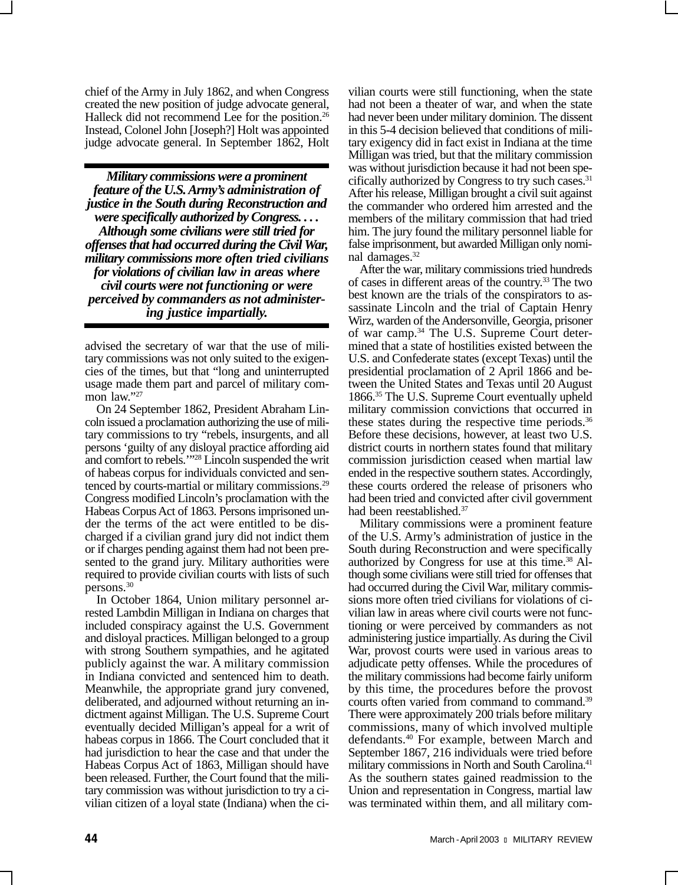chief of the Army in July 1862, and when Congress created the new position of judge advocate general, Halleck did not recommend Lee for the position.[26] Instead, Colonel John [Joseph?] Holt was appointed judge advocate general. In September 1862, Holt advised the secretary of war that the use of military commissions was not only suited to the exigencies of the times, but that "long and uninterrupted usage made them part and parcel of military common law."[27]

> ***Military commissions were a prominent feature of the U.S. Army's administration of justice in the South during Reconstruction and were specifically authorized by Congress. . . . Although some civilians were still tried for offenses that had occurred during the Civil War, military commissions more often tried civilians for violations of civilian law in areas where civil courts were not functioning or were perceived by commanders as not administering justice impartially.***

On 24 September 1862, President Abraham Lincoln issued a proclamation authorizing the use of military commissions to try "rebels, insurgents, and all persons 'guilty of any disloyal practice affording aid and comfort to rebels.'"[28] Lincoln suspended the writ of habeas corpus for individuals convicted and sentenced by courts-martial or military commissions.[29] Congress modified Lincoln's proclamation with the Habeas Corpus Act of 1863. Persons imprisoned under the terms of the act were entitled to be discharged if a civilian grand jury did not indict them or if charges pending against them had not been presented to the grand jury. Military authorities were required to provide civilian courts with lists of such persons.[30]

In October 1864, Union military personnel arrested Lambdin Milligan in Indiana on charges that included conspiracy against the U.S. Government and disloyal practices. Milligan belonged to a group with strong Southern sympathies, and he agitated publicly against the war. A military commission in Indiana convicted and sentenced him to death. Meanwhile, the appropriate grand jury convened, deliberated, and adjourned without returning an indictment against Milligan. The U.S. Supreme Court eventually decided Milligan's appeal for a writ of habeas corpus in 1866. The Court concluded that it had jurisdiction to hear the case and that under the Habeas Corpus Act of 1863, Milligan should have been released. Further, the Court found that the military commission was without jurisdiction to try a civilian citizen of a loyal state (Indiana) when the civilian courts were still functioning, when the state had not been a theater of war, and when the state had never been under military dominion. The dissent in this 5-4 decision believed that conditions of military exigency did in fact exist in Indiana at the time Milligan was tried, but that the military commission was without jurisdiction because it had not been specifically authorized by Congress to try such cases.[31] After his release, Milligan brought a civil suit against the commander who ordered him arrested and the members of the military commission that had tried him. The jury found the military personnel liable for false imprisonment, but awarded Milligan only nominal damages.[32]

After the war, military commissions tried hundreds of cases in different areas of the country.[33] The two best known are the trials of the conspirators to assassinate Lincoln and the trial of Captain Henry Wirz, warden of the Andersonville, Georgia, prisoner of war camp.[34] The U.S. Supreme Court determined that a state of hostilities existed between the U.S. and Confederate states (except Texas) until the presidential proclamation of 2 April 1866 and between the United States and Texas until 20 August 1866.[35] The U.S. Supreme Court eventually upheld military commission convictions that occurred in these states during the respective time periods.[36] Before these decisions, however, at least two U.S. district courts in northern states found that military commission jurisdiction ceased when martial law ended in the respective southern states. Accordingly, these courts ordered the release of prisoners who had been tried and convicted after civil government had been reestablished.[37]

Military commissions were a prominent feature of the U.S. Army's administration of justice in the South during Reconstruction and were specifically authorized by Congress for use at this time.[38] Although some civilians were still tried for offenses that had occurred during the Civil War, military commissions more often tried civilians for violations of civilian law in areas where civil courts were not functioning or were perceived by commanders as not administering justice impartially. As during the Civil War, provost courts were used in various areas to adjudicate petty offenses. While the procedures of the military commissions had become fairly uniform by this time, the procedures before the provost courts often varied from command to command.[39] There were approximately 200 trials before military commissions, many of which involved multiple defendants.[40] For example, between March and September 1867, 216 individuals were tried before military commissions in North and South Carolina.[41] As the southern states gained readmission to the Union and representation in Congress, martial law was terminated within them, and all military com-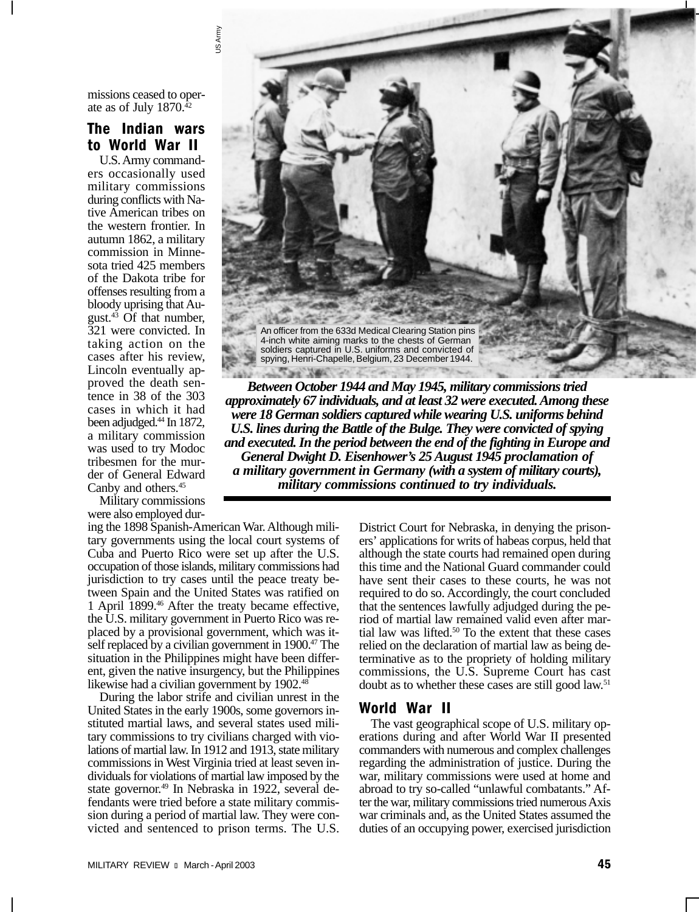missions ceased to operate as of July 1870.[42]

## The Indian wars to World War II

U.S. Army commanders occasionally used military commissions during conflicts with Native American tribes on the western frontier. In autumn 1862, a military commission in Minnesota tried 425 members of the Dakota tribe for offenses resulting from a bloody uprising that August.[43] Of that number, 321 were convicted. In taking action on the cases after his review, Lincoln eventually approved the death sentence in 38 of the 303 cases in which it had been adjudged.[44] In 1872, a military commission was used to try Modoc tribesmen for the murder of General Edward Canby and others.[45]

US Army

An officer from the 633d Medical Clearing Station pins 4-inch white aiming marks to the chests of German soldiers captured in U.S. uniforms and convicted of spying, Henri-Chapelle, Belgium, 23 December 1944.

***Between October 1944 and May 1945, military commissions tried approximately 67 individuals, and at least 32 were executed. Among these were 18 German soldiers captured while wearing U.S. uniforms behind U.S. lines during the Battle of the Bulge. They were convicted of spying and executed. In the period between the end of the fighting in Europe and General Dwight D. Eisenhower's 25 August 1945 proclamation of a military government in Germany (with a system of military courts), military commissions continued to try individuals.***

Military commissions were also employed during the 1898 Spanish-American War. Although military governments using the local court systems of Cuba and Puerto Rico were set up after the U.S. occupation of those islands, military commissions had jurisdiction to try cases until the peace treaty between Spain and the United States was ratified on 1 April 1899.[46] After the treaty became effective, the U.S. military government in Puerto Rico was replaced by a provisional government, which was itself replaced by a civilian government in 1900.[47] The situation in the Philippines might have been different, given the native insurgency, but the Philippines likewise had a civilian government by 1902.[48]

During the labor strife and civilian unrest in the United States in the early 1900s, some governors instituted martial laws, and several states used military commissions to try civilians charged with violations of martial law. In 1912 and 1913, state military commissions in West Virginia tried at least seven individuals for violations of martial law imposed by the state governor.[49] In Nebraska in 1922, several defendants were tried before a state military commission during a period of martial law. They were convicted and sentenced to prison terms. The U.S. District Court for Nebraska, in denying the prisoners' applications for writs of habeas corpus, held that although the state courts had remained open during this time and the National Guard commander could have sent their cases to these courts, he was not required to do so. Accordingly, the court concluded that the sentences lawfully adjudged during the period of martial law remained valid even after martial law was lifted.[50] To the extent that these cases relied on the declaration of martial law as being determinative as to the propriety of holding military commissions, the U.S. Supreme Court has cast doubt as to whether these cases are still good law.[51]

## World War II

The vast geographical scope of U.S. military operations during and after World War II presented commanders with numerous and complex challenges regarding the administration of justice. During the war, military commissions were used at home and abroad to try so-called "unlawful combatants." After the war, military commissions tried numerous Axis war criminals and, as the United States assumed the duties of an occupying power, exercised jurisdiction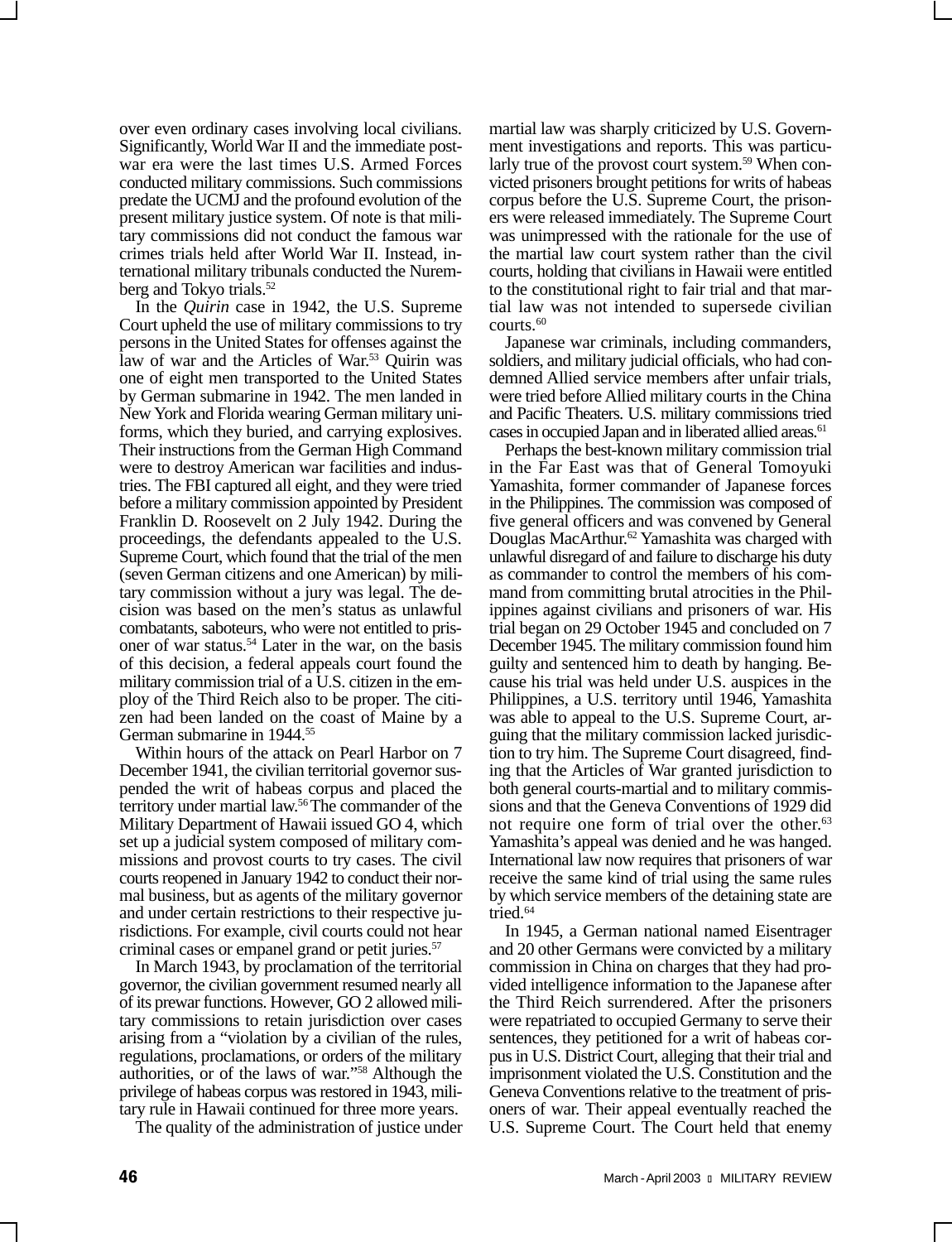over even ordinary cases involving local civilians. Significantly, World War II and the immediate postwar era were the last times U.S. Armed Forces conducted military commissions. Such commissions predate the UCMJ and the profound evolution of the present military justice system. Of note is that military commissions did not conduct the famous war crimes trials held after World War II. Instead, international military tribunals conducted the Nuremberg and Tokyo trials.[52]

In the *Quirin* case in 1942, the U.S. Supreme Court upheld the use of military commissions to try persons in the United States for offenses against the law of war and the Articles of War.[53] Quirin was one of eight men transported to the United States by German submarine in 1942. The men landed in New York and Florida wearing German military uniforms, which they buried, and carrying explosives. Their instructions from the German High Command were to destroy American war facilities and industries. The FBI captured all eight, and they were tried before a military commission appointed by President Franklin D. Roosevelt on 2 July 1942. During the proceedings, the defendants appealed to the U.S. Supreme Court, which found that the trial of the men (seven German citizens and one American) by military commission without a jury was legal. The decision was based on the men's status as unlawful combatants, saboteurs, who were not entitled to prisoner of war status.[54] Later in the war, on the basis of this decision, a federal appeals court found the military commission trial of a U.S. citizen in the employ of the Third Reich also to be proper. The citizen had been landed on the coast of Maine by a German submarine in 1944.[55]

Within hours of the attack on Pearl Harbor on 7 December 1941, the civilian territorial governor suspended the writ of habeas corpus and placed the territory under martial law.[56] The commander of the Military Department of Hawaii issued GO 4, which set up a judicial system composed of military commissions and provost courts to try cases. The civil courts reopened in January 1942 to conduct their normal business, but as agents of the military governor and under certain restrictions to their respective jurisdictions. For example, civil courts could not hear criminal cases or empanel grand or petit juries.[57]

In March 1943, by proclamation of the territorial governor, the civilian government resumed nearly all of its prewar functions. However, GO 2 allowed military commissions to retain jurisdiction over cases arising from a "violation by a civilian of the rules, regulations, proclamations, or orders of the military authorities, or of the laws of war."[58] Although the privilege of habeas corpus was restored in 1943, military rule in Hawaii continued for three more years.

The quality of the administration of justice under martial law was sharply criticized by U.S. Government investigations and reports. This was particularly true of the provost court system.[59] When convicted prisoners brought petitions for writs of habeas corpus before the U.S. Supreme Court, the prisoners were released immediately. The Supreme Court was unimpressed with the rationale for the use of the martial law court system rather than the civil courts, holding that civilians in Hawaii were entitled to the constitutional right to fair trial and that martial law was not intended to supersede civilian courts.[60]

Japanese war criminals, including commanders, soldiers, and military judicial officials, who had condemned Allied service members after unfair trials, were tried before Allied military courts in the China and Pacific Theaters. U.S. military commissions tried cases in occupied Japan and in liberated allied areas.[61]

Perhaps the best-known military commission trial in the Far East was that of General Tomoyuki Yamashita, former commander of Japanese forces in the Philippines. The commission was composed of five general officers and was convened by General Douglas MacArthur.[62] Yamashita was charged with unlawful disregard of and failure to discharge his duty as commander to control the members of his command from committing brutal atrocities in the Philippines against civilians and prisoners of war. His trial began on 29 October 1945 and concluded on 7 December 1945. The military commission found him guilty and sentenced him to death by hanging. Because his trial was held under U.S. auspices in the Philippines, a U.S. territory until 1946, Yamashita was able to appeal to the U.S. Supreme Court, arguing that the military commission lacked jurisdiction to try him. The Supreme Court disagreed, finding that the Articles of War granted jurisdiction to both general courts-martial and to military commissions and that the Geneva Conventions of 1929 did not require one form of trial over the other.[63] Yamashita's appeal was denied and he was hanged. International law now requires that prisoners of war receive the same kind of trial using the same rules by which service members of the detaining state are tried.[64]

In 1945, a German national named Eisentrager and 20 other Germans were convicted by a military commission in China on charges that they had provided intelligence information to the Japanese after the Third Reich surrendered. After the prisoners were repatriated to occupied Germany to serve their sentences, they petitioned for a writ of habeas corpus in U.S. District Court, alleging that their trial and imprisonment violated the U.S. Constitution and the Geneva Conventions relative to the treatment of prisoners of war. Their appeal eventually reached the U.S. Supreme Court. The Court held that enemy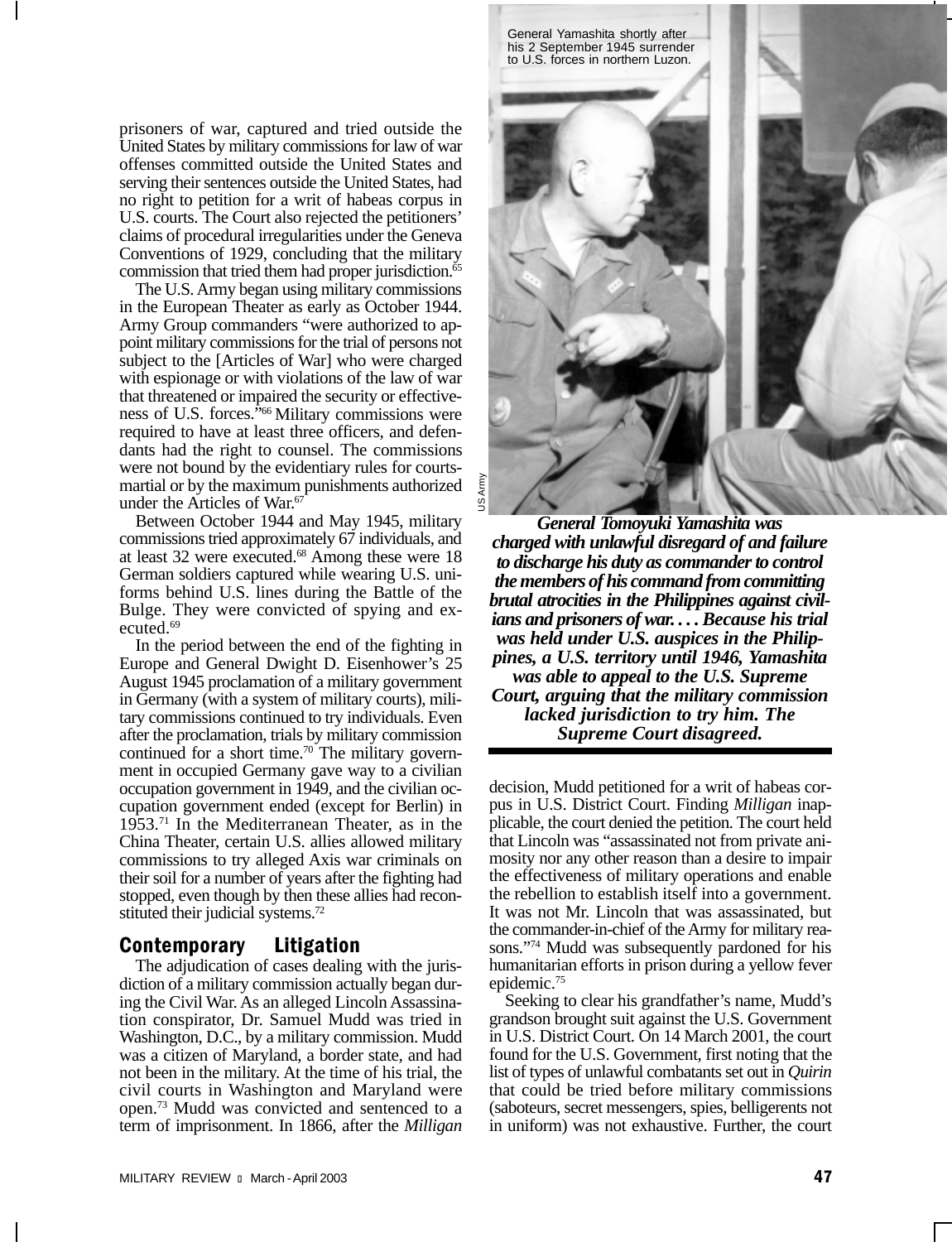prisoners of war, captured and tried outside the United States by military commissions for law of war offenses committed outside the United States and serving their sentences outside the United States, had no right to petition for a writ of habeas corpus in U.S. courts. The Court also rejected the petitioners' claims of procedural irregularities under the Geneva Conventions of 1929, concluding that the military commission that tried them had proper jurisdiction.[65]

The U.S. Army began using military commissions in the European Theater as early as October 1944. Army Group commanders "were authorized to appoint military commissions for the trial of persons not subject to the [Articles of War] who were charged with espionage or with violations of the law of war that threatened or impaired the security or effectiveness of U.S. forces."[66] Military commissions were required to have at least three officers, and defendants had the right to counsel. The commissions were not bound by the evidentiary rules for courts-martial or by the maximum punishments authorized under the Articles of War.[67]

Between October 1944 and May 1945, military commissions tried approximately 67 individuals, and at least 32 were executed.[68] Among these were 18 German soldiers captured while wearing U.S. uniforms behind U.S. lines during the Battle of the Bulge. They were convicted of spying and executed.[69]

In the period between the end of the fighting in Europe and General Dwight D. Eisenhower's 25 August 1945 proclamation of a military government in Germany (with a system of military courts), military commissions continued to try individuals. Even after the proclamation, trials by military commission continued for a short time.[70] The military government in occupied Germany gave way to a civilian occupation government in 1949, and the civilian occupation government ended (except for Berlin) in 1953.[71] In the Mediterranean Theater, as in the China Theater, certain U.S. allies allowed military commissions to try alleged Axis war criminals on their soil for a number of years after the fighting had stopped, even though by then these allies had reconstituted their judicial systems.[72]

## Contemporary Litigation

The adjudication of cases dealing with the jurisdiction of a military commission actually began during the Civil War. As an alleged Lincoln Assassination conspirator, Dr. Samuel Mudd was tried in Washington, D.C., by a military commission. Mudd was a citizen of Maryland, a border state, and had not been in the military. At the time of his trial, the civil courts in Washington and Maryland were open.[73] Mudd was convicted and sentenced to a term of imprisonment. In 1866, after the *Milligan* decision, Mudd petitioned for a writ of habeas corpus in U.S. District Court. Finding *Milligan* inapplicable, the court denied the petition. The court held that Lincoln was "assassinated not from private animosity nor any other reason than a desire to impair the effectiveness of military operations and enable the rebellion to establish itself into a government. It was not Mr. Lincoln that was assassinated, but the commander-in-chief of the Army for military reasons."[74] Mudd was subsequently pardoned for his humanitarian efforts in prison during a yellow fever epidemic.[75]

Seeking to clear his grandfather's name, Mudd's grandson brought suit against the U.S. Government in U.S. District Court. On 14 March 2001, the court found for the U.S. Government, first noting that the list of types of unlawful combatants set out in *Quirin* that could be tried before military commissions (saboteurs, secret messengers, spies, belligerents not in uniform) was not exhaustive. Further, the court

General Yamashita shortly after his 2 September 1945 surrender to U.S. forces in northern Luzon.

US Army

***General Tomoyuki Yamashita was charged with unlawful disregard of and failure to discharge his duty as commander to control the members of his command from committing brutal atrocities in the Philippines against civilians and prisoners of war. . . . Because his trial was held under U.S. auspices in the Philippines, a U.S. territory until 1946, Yamashita was able to appeal to the U.S. Supreme Court, arguing that the military commission lacked jurisdiction to try him. The Supreme Court disagreed.***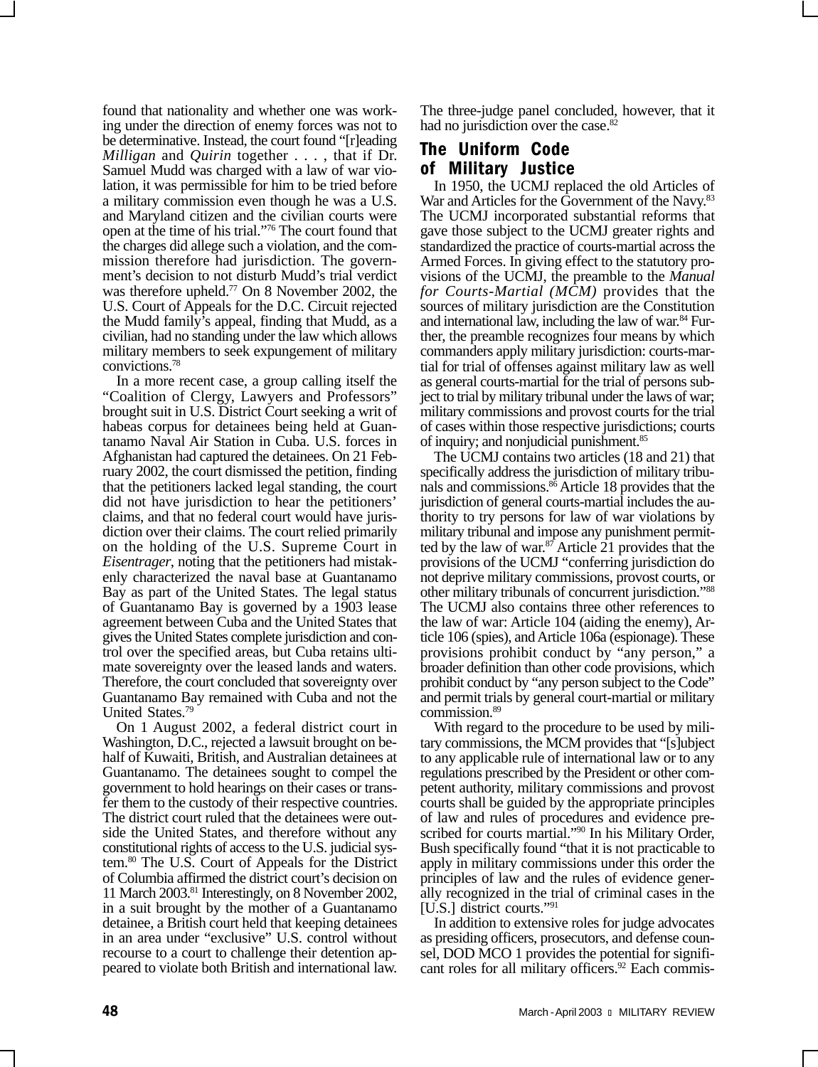found that nationality and whether one was working under the direction of enemy forces was not to be determinative. Instead, the court found "[r]eading *Milligan* and *Quirin* together . . . , that if Dr. Samuel Mudd was charged with a law of war violation, it was permissible for him to be tried before a military commission even though he was a U.S. and Maryland citizen and the civilian courts were open at the time of his trial."[76] The court found that the charges did allege such a violation, and the commission therefore had jurisdiction. The government's decision to not disturb Mudd's trial verdict was therefore upheld.[77] On 8 November 2002, the U.S. Court of Appeals for the D.C. Circuit rejected the Mudd family's appeal, finding that Mudd, as a civilian, had no standing under the law which allows military members to seek expungement of military convictions.[78]

In a more recent case, a group calling itself the "Coalition of Clergy, Lawyers and Professors" brought suit in U.S. District Court seeking a writ of habeas corpus for detainees being held at Guantanamo Naval Air Station in Cuba. U.S. forces in Afghanistan had captured the detainees. On 21 February 2002, the court dismissed the petition, finding that the petitioners lacked legal standing, the court did not have jurisdiction to hear the petitioners' claims, and that no federal court would have jurisdiction over their claims. The court relied primarily on the holding of the U.S. Supreme Court in *Eisentrager*, noting that the petitioners had mistakenly characterized the naval base at Guantanamo Bay as part of the United States. The legal status of Guantanamo Bay is governed by a 1903 lease agreement between Cuba and the United States that gives the United States complete jurisdiction and control over the specified areas, but Cuba retains ultimate sovereignty over the leased lands and waters. Therefore, the court concluded that sovereignty over Guantanamo Bay remained with Cuba and not the United States.[79]

On 1 August 2002, a federal district court in Washington, D.C., rejected a lawsuit brought on behalf of Kuwaiti, British, and Australian detainees at Guantanamo. The detainees sought to compel the government to hold hearings on their cases or transfer them to the custody of their respective countries. The district court ruled that the detainees were outside the United States, and therefore without any constitutional rights of access to the U.S. judicial system.[80] The U.S. Court of Appeals for the District of Columbia affirmed the district court's decision on 11 March 2003.[81] Interestingly, on 8 November 2002, in a suit brought by the mother of a Guantanamo detainee, a British court held that keeping detainees in an area under "exclusive" U.S. control without recourse to a court to challenge their detention appeared to violate both British and international law. The three-judge panel concluded, however, that it had no jurisdiction over the case.[82]

## The Uniform Code of Military Justice

In 1950, the UCMJ replaced the old Articles of War and Articles for the Government of the Navy.[83] The UCMJ incorporated substantial reforms that gave those subject to the UCMJ greater rights and standardized the practice of courts-martial across the Armed Forces. In giving effect to the statutory provisions of the UCMJ, the preamble to the *Manual for Courts-Martial (MCM)* provides that the sources of military jurisdiction are the Constitution and international law, including the law of war.[84] Further, the preamble recognizes four means by which commanders apply military jurisdiction: courts-martial for trial of offenses against military law as well as general courts-martial for the trial of persons subject to trial by military tribunal under the laws of war; military commissions and provost courts for the trial of cases within those respective jurisdictions; courts of inquiry; and nonjudicial punishment.[85]

The UCMJ contains two articles (18 and 21) that specifically address the jurisdiction of military tribunals and commissions.[86] Article 18 provides that the jurisdiction of general courts-martial includes the authority to try persons for law of war violations by military tribunal and impose any punishment permitted by the law of war.[87] Article 21 provides that the provisions of the UCMJ "conferring jurisdiction do not deprive military commissions, provost courts, or other military tribunals of concurrent jurisdiction."[88] The UCMJ also contains three other references to the law of war: Article 104 (aiding the enemy), Article 106 (spies), and Article 106a (espionage). These provisions prohibit conduct by "any person," a broader definition than other code provisions, which prohibit conduct by "any person subject to the Code" and permit trials by general court-martial or military commission.[89]

With regard to the procedure to be used by military commissions, the MCM provides that "[s]ubject to any applicable rule of international law or to any regulations prescribed by the President or other competent authority, military commissions and provost courts shall be guided by the appropriate principles of law and rules of procedures and evidence prescribed for courts martial."[90] In his Military Order, Bush specifically found "that it is not practicable to apply in military commissions under this order the principles of law and the rules of evidence generally recognized in the trial of criminal cases in the [U.S.] district courts."[91]

In addition to extensive roles for judge advocates as presiding officers, prosecutors, and defense counsel, DOD MCO 1 provides the potential for significant roles for all military officers.[92] Each commis-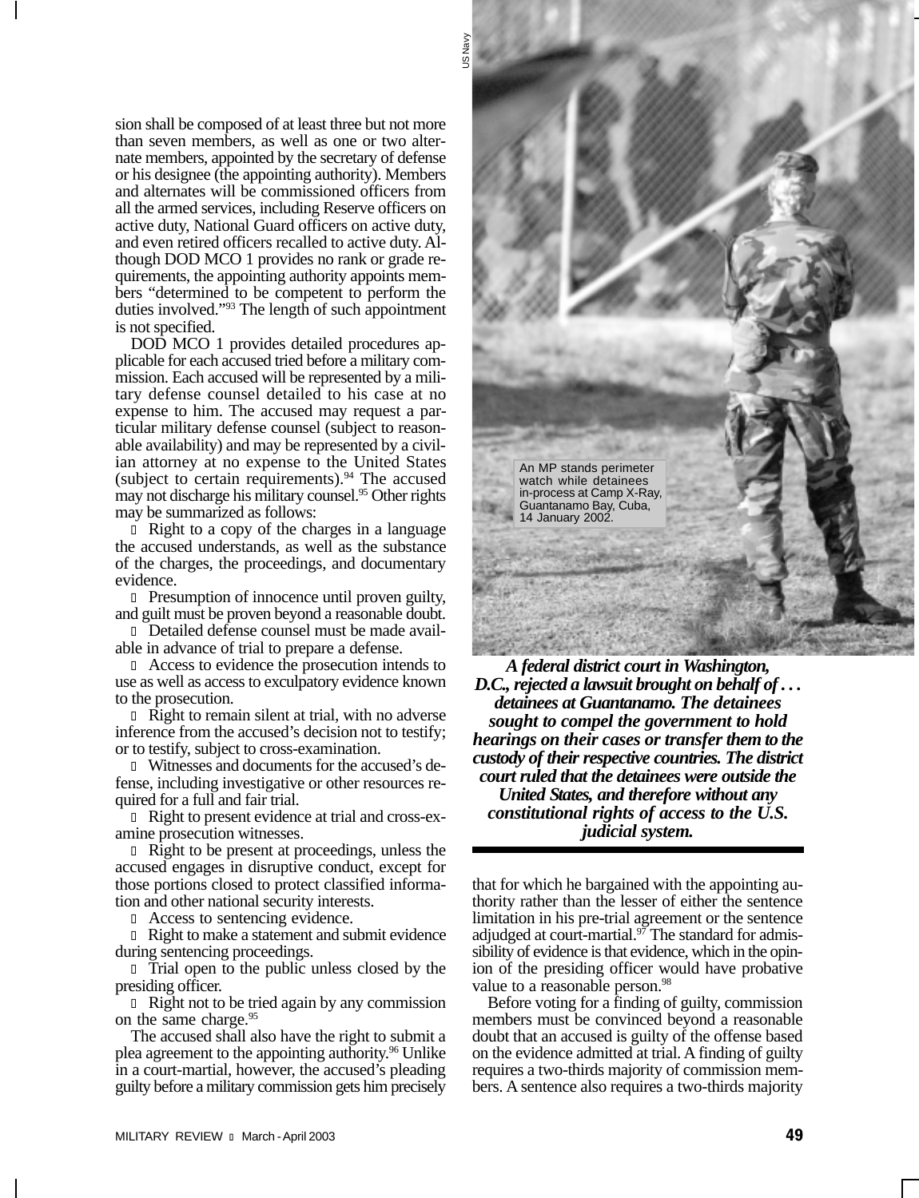sion shall be composed of at least three but not more than seven members, as well as one or two alternate members, appointed by the secretary of defense or his designee (the appointing authority). Members and alternates will be commissioned officers from all the armed services, including Reserve officers on active duty, National Guard officers on active duty, and even retired officers recalled to active duty. Although DOD MCO 1 provides no rank or grade requirements, the appointing authority appoints members "determined to be competent to perform the duties involved."[93] The length of such appointment is not specified.

DOD MCO 1 provides detailed procedures applicable for each accused tried before a military commission. Each accused will be represented by a military defense counsel detailed to his case at no expense to him. The accused may request a particular military defense counsel (subject to reasonable availability) and may be represented by a civilian attorney at no expense to the United States (subject to certain requirements).[94] The accused may not discharge his military counsel.[95] Other rights may be summarized as follows:

- Right to a copy of the charges in a language the accused understands, as well as the substance of the charges, the proceedings, and documentary evidence.
- Presumption of innocence until proven guilty, and guilt must be proven beyond a reasonable doubt.
- Detailed defense counsel must be made available in advance of trial to prepare a defense.
- Access to evidence the prosecution intends to use as well as access to exculpatory evidence known to the prosecution.
- Right to remain silent at trial, with no adverse inference from the accused's decision not to testify; or to testify, subject to cross-examination.
- Witnesses and documents for the accused's defense, including investigative or other resources required for a full and fair trial.
- Right to present evidence at trial and cross-examine prosecution witnesses.
- Right to be present at proceedings, unless the accused engages in disruptive conduct, except for those portions closed to protect classified information and other national security interests.
- Access to sentencing evidence.
- Right to make a statement and submit evidence during sentencing proceedings.
- Trial open to the public unless closed by the presiding officer.
- Right not to be tried again by any commission on the same charge.[95]

The accused shall also have the right to submit a plea agreement to the appointing authority.[96] Unlike in a court-martial, however, the accused's pleading guilty before a military commission gets him precisely that for which he bargained with the appointing authority rather than the lesser of either the sentence limitation in his pre-trial agreement or the sentence adjudged at court-martial.[97] The standard for admissibility of evidence is that evidence, which in the opinion of the presiding officer would have probative value to a reasonable person.[98]

Before voting for a finding of guilty, commission members must be convinced beyond a reasonable doubt that an accused is guilty of the offense based on the evidence admitted at trial. A finding of guilty requires a two-thirds majority of commission members. A sentence also requires a two-thirds majority

An MP stands perimeter watch while detainees in-process at Camp X-Ray, Guantanamo Bay, Cuba, 14 January 2002.

***A federal district court in Washington, D.C., rejected a lawsuit brought on behalf of . . . detainees at Guantanamo. The detainees sought to compel the government to hold hearings on their cases or transfer them to the custody of their respective countries. The district court ruled that the detainees were outside the United States, and therefore without any constitutional rights of access to the U.S. judicial system.***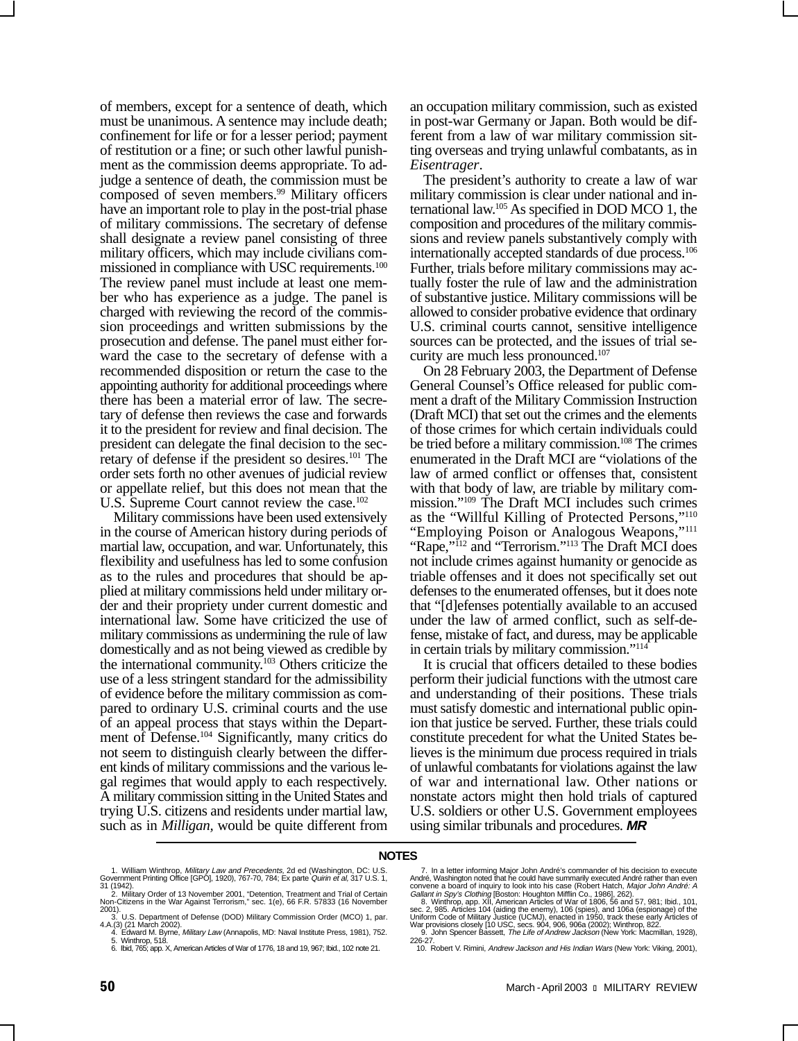of members, except for a sentence of death, which must be unanimous. A sentence may include death; confinement for life or for a lesser period; payment of restitution or a fine; or such other lawful punishment as the commission deems appropriate. To adjudge a sentence of death, the commission must be composed of seven members.[99] Military officers have an important role to play in the post-trial phase of military commissions. The secretary of defense shall designate a review panel consisting of three military officers, which may include civilians commissioned in compliance with USC requirements.[100] The review panel must include at least one member who has experience as a judge. The panel is charged with reviewing the record of the commission proceedings and written submissions by the prosecution and defense. The panel must either forward the case to the secretary of defense with a recommended disposition or return the case to the appointing authority for additional proceedings where there has been a material error of law. The secretary of defense then reviews the case and forwards it to the president for review and final decision. The president can delegate the final decision to the secretary of defense if the president so desires.[101] The order sets forth no other avenues of judicial review or appellate relief, but this does not mean that the U.S. Supreme Court cannot review the case.[102]

Military commissions have been used extensively in the course of American history during periods of martial law, occupation, and war. Unfortunately, this flexibility and usefulness has led to some confusion as to the rules and procedures that should be applied at military commissions held under military order and their propriety under current domestic and international law. Some have criticized the use of military commissions as undermining the rule of law domestically and as not being viewed as credible by the international community.[103] Others criticize the use of a less stringent standard for the admissibility of evidence before the military commission as compared to ordinary U.S. criminal courts and the use of an appeal process that stays within the Department of Defense.[104] Significantly, many critics do not seem to distinguish clearly between the different kinds of military commissions and the various legal regimes that would apply to each respectively. A military commission sitting in the United States and trying U.S. citizens and residents under martial law, such as in *Milligan*, would be quite different from an occupation military commission, such as existed in post-war Germany or Japan. Both would be different from a law of war military commission sitting overseas and trying unlawful combatants, as in *Eisentrager*.

The president's authority to create a law of war military commission is clear under national and international law.[105] As specified in DOD MCO 1, the composition and procedures of the military commissions and review panels substantively comply with internationally accepted standards of due process.[106] Further, trials before military commissions may actually foster the rule of law and the administration of substantive justice. Military commissions will be allowed to consider probative evidence that ordinary U.S. criminal courts cannot, sensitive intelligence sources can be protected, and the issues of trial security are much less pronounced.[107]

On 28 February 2003, the Department of Defense General Counsel's Office released for public comment a draft of the Military Commission Instruction (Draft MCI) that set out the crimes and the elements of those crimes for which certain individuals could be tried before a military commission.[108] The crimes enumerated in the Draft MCI are "violations of the law of armed conflict or offenses that, consistent with that body of law, are triable by military commission."[109] The Draft MCI includes such crimes as the "Willful Killing of Protected Persons,"[110] "Employing Poison or Analogous Weapons,"[111] "Rape,"[112] and "Terrorism."[113] The Draft MCI does not include crimes against humanity or genocide as triable offenses and it does not specifically set out defenses to the enumerated offenses, but it does note that "[d]efenses potentially available to an accused under the law of armed conflict, such as self-defense, mistake of fact, and duress, may be applicable in certain trials by military commission."[114]

It is crucial that officers detailed to these bodies perform their judicial functions with the utmost care and understanding of their positions. These trials must satisfy domestic and international public opinion that justice be served. Further, these trials could constitute precedent for what the United States believes is the minimum due process required in trials of unlawful combatants for violations against the law of war and international law. Other nations or nonstate actors might then hold trials of captured U.S. soldiers or other U.S. Government employees using similar tribunals and procedures. ***MR***

## NOTES

1. William Winthrop, *Military Law and Precedents*, 2d ed (Washington, DC: U.S. Government Printing Office [GPO], 1920), 767-70, 784; Ex parte *Quirin et al*, 317 U.S. 1, 31 (1942).
2. Military Order of 13 November 2001, "Detention, Treatment and Trial of Certain Non-Citizens in the War Against Terrorism," sec. 1(e), 66 F.R. 57833 (16 November 2001).
3. U.S. Department of Defense (DOD) Military Commission Order (MCO) 1, par. 4.A.(3) (21 March 2002).
4. Edward M. Byrne, *Military Law* (Annapolis, MD: Naval Institute Press, 1981), 752.
5. Winthrop, 518.
6. Ibid, 765; app. X, American Articles of War of 1776, 18 and 19, 967; Ibid., 102 note 21.
7. In a letter informing Major John André's commander of his decision to execute André, Washington noted that he could have summarily executed André rather than even convene a board of inquiry to look into his case (Robert Hatch, *Major John André: A Gallant in Spy's Clothing* [Boston: Houghton Mifflin Co., 1986], 262).
8. Winthrop, app. XII, American Articles of War of 1806, 56 and 57, 981; Ibid., 101, sec. 2, 985. Articles 104 (aiding the enemy), 106 (spies), and 106a (espionage) of the Uniform Code of Military Justice (UCMJ), enacted in 1950, track these early Articles of War provisions closely [10 USC, secs. 904, 906, 906a (2002); Winthrop, 822.
9. John Spencer Bassett, *The Life of Andrew Jackson* (New York: Macmillan, 1928), 226-27.
10. Robert V. Rimini, *Andrew Jackson and His Indian Wars* (New York: Viking, 2001),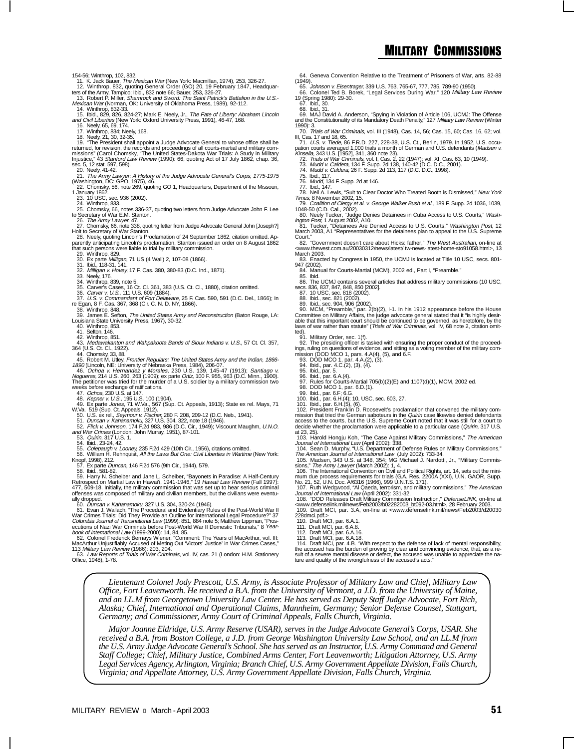154-56; Winthrop, 102, 832.

11. K. Jack Bauer, *The Mexican War* (New York: Macmillan, 1974), 253, 326-27.

12. Winthrop, 832, quoting General Order (GO) 20, 19 February 1847, Headquarters of the Army, Tampico; Ibid., 832 note 66; Bauer, 253, 326-27.

13. Robert P. Miller, *Shamrock and Sword: The Saint Patrick's Battalion in the U.S.-Mexican War* (Norman, OK: University of Oklahoma Press, 1989), 92-112.

14. Winthrop, 832-33.

15. Ibid., 829, 826, 824-27; Mark E. Neely, Jr., *The Fate of Liberty: Abraham Lincoln and Civil Liberties* (New York: Oxford University Press, 1991), 46-47, 168.

16. Neely, 65, 69, 174.

17. Winthrop, 834; Neely, 168.

18. Neely, 21, 30, 32-35.

19. "The President shall appoint a Judge Advocate General to whose office shall be returned, for revision, the records and proceedings of all courts-martial and military commissions" (Carol Chomsky, "The United States-Dakota War Trials: A Study in Military Injustice," 43 *Stanford Law Review* (1990): 66, quoting Act of 17 July 1862, chap. 36, sec. 5, 12 stat. 597, 598).

20. Neely, 41-42.

21. *The Army Lawyer: A History of the Judge Advocate General's Corps, 1775-1975* (Washington, DC: GPO, 1975), 46.

22. Chomsky, 56, note 269, quoting GO 1, Headquarters, Department of the Missouri, 1 January 1862.

23. 10 USC, sec. 936 (2002).

24. Winthrop, 833.

25. Chomsky, 66, notes 336-37, quoting two letters from Judge Advocate John F. Lee to Secretary of War E.M. Stanton.

26. *The Army Lawyer*, 47.

27. Chomsky, 66, note 338, quoting letter from Judge Advocate General John [Joseph?] Holt to Secretary of War Stanton.

28. Neely, quoting Lincoln's Proclamation of 24 September 1862, citation omitted. Apparently anticipating Lincoln's proclamation, Stanton issued an order on 8 August 1862 that such persons were liable to trial by military commission.

29. Winthrop, 829.

30. Ex parte *Milligan*, 71 US (4 Wall) 2, 107-08 (1866).

31. Ibid., 118-31, 141.

32. *Milligan v. Hovey*, 17 F. Cas. 380, 380-83 (D.C. Ind., 1871).

33. Neely, 176.

34. Winthrop, 839, note 5.

35. Carver's Cases, 16 Ct. Cl. 361, 383 (U.S. Ct. Cl., 1880), citation omitted.

36. *Carver v. U.S.*, 111 U.S. 609 (1884).

37. *U.S. v. Commandant of Fort Delaware*, 25 F. Cas. 590, 591 (D.C. Del., 1866); In re Egan, 8 F. Cas. 367, 368 (Cir. C. N. D. NY, 1866).

38. Winthrop, 848.

39. James E. Sefton, *The United States Army and Reconstruction* (Baton Rouge, LA: Louisiana State University Press, 1967), 30-32.

40. Winthrop, 853.

41. Sefton, 146.

42. Winthrop, 851.

43. *Medawakanton and Wahpakoota Bands of Sioux Indians v. U.S.*, 57 Ct. Cl. 357, 364 (U.S. Ct. Cl., 1922).

44. Chomsky, 33, 88.

45. Robert M. Utley, *Frontier Regulars: The United States Army and the Indian, 1866-1890* (Lincoln, NE: University of Nebraska Press, 1984), 206-07.

46. *Ochoa v. Hernandez y Morales*, 230 U.S. 139, 145-47 (1913); *Santiago v. Nogueras*, 214 U.S. 260, 263 (1909); ex parte *Ortiz*, 100 F. 955, 963 (D.C. Minn., 1900). The petitioner was tried for the murder of a U.S. soldier by a military commission two weeks before exchange of ratifications.

47. *Ochoa*, 230 U.S. at 147.

48. *Kepner v. U.S.*, 195 U.S. 100 (1904).

49. Ex parte *Jones*, 71 W.Va., 567 (Sup. Ct. Appeals, 1913); State ex rel. Mays, 71 W.Va. 519 (Sup. Ct. Appeals, 1912).

50. U.S. ex rel., *Seymour v. Fischer*, 280 F. 208, 209-12 (D.C. Neb., 1941).

51. *Duncan v. Kahanamoku*, 327 U.S. 304, 322, note 18 (1946).

52. *Flick v. Johnson*, 174 F.2d 983, 986 (D.C. Cir., 1949); Viscount Maughm, *U.N.O. and War Crimes* (London: John Murray, 1951), 87-101.

53. *Quirin*, 317 U.S. 1.

54. Ibid., 23-24, 42.

55. *Colepaugh v. Looney*, 235 F.2d 429 (10th Cir., 1956), citations omitted.

56. William H. Rehnquist, *All the Laws But One: Civil Liberties in Wartime* (New York: Knopf, 1998), 212.

57. Ex parte *Duncan*, 146 F.2d 576 (9th Cir., 1944), 579.

58. Ibid., 581-82.

59. Harry N. Scheiber and Jane L. Scheiber, "Bayonets in Paradise: A Half-Century Retrospect on Martial Law in Hawai'i, 1941-1946," 19 *Hawaii Law Review* (Fall 1997): 477, 509-18. Initially, the military commission that was set up to hear serious criminal offenses was composed of military and civilian members, but the civilians were eventually dropped.

60. *Duncan v. Kahanamoku*, 327 U.S. 304, 320-24 (1946).

61. Evan J. Wallach, "The Procedural and Evidentiary Rules of the Post-World War II War Crimes Trials: Did They Provide an Outline for International Legal Procedure?" 37 *Columbia Journal of Transnational Law* (1999): 851, 884 note 5; Matthew Lippman, "Prosecutions of Nazi War Criminals before Post-World War II Domestic Tribunals," 8 *Yearbook of International Law* (1999-2000): 14, 84, 85.

62. Colonel Frederick Bernays Wiener, "Comment: The Years of MacArthur, vol. III: MacArthur Unjustifiably Accused of Meting Out 'Victors' Justice' in War Crimes Cases," 113 *Military Law Review* (1986): 203, 204.

63. *Law Reports of Trials of War Criminals*, vol. IV, cas. 21 (London: H.M. Stationery Office, 1948), 1-78.

64. Geneva Convention Relative to the Treatment of Prisoners of War, arts. 82-88 (1949).

65. *Johnson v. Eisentrager*, 339 U.S. 763, 765-67, 777, 785, 789-90 (1950).

66. Colonel Ted B. Borek, "Legal Services During War," 120 *Military Law Review* 19 (Spring 1980): 29-30.

67. Ibid., 30.

68. Ibid., 31.

69. MAJ David A. Anderson, "Spying in Violation of Article 106, UCMJ: The Offense and the Constitutionality of its Mandatory Death Penalty," 127 *Military Law Review* (Winter 1990): 3.

70. *Trials of War Criminals*, vol. III (1948), Cas. 14, 56; Cas. 15, 60; Cas. 16, 62; vol. III, Cas. 17 and 18, 65.

71. *U.S. v. Tiede*, 86 F.R.D. 227, 228-38, U.S. Ct., Berlin, 1979. In 1952, U.S. occupation courts averaged 1,000 trials a month of German and U.S. defendants (*Madsen v. Kinsella*, 343 U.S. [1952], 341, 360 note 23).

72. *Trials of War Criminals*, vol. I, Cas. 2, 22 (1947); vol. XI, Cas. 63, 10 (1949).

73. *Mudd v. Caldera*, 134 F. Supp. 2d 138, 140-42 (D.C. D.C., 2001).

74. *Mudd v. Caldera*, 26 F. Supp. 2d 113, 117 (D.C. D.C., 1998).

75. Ibid., 117.

76. *Mudd*, 134 F. Supp. 2d at 146.

77. Ibid., 147.

78. Neil A. Lewis, "Suit to Clear Doctor Who Treated Booth is Dismissed," *New York Times*, 8 November 2002, 15.

79. *Coalition of Clergy et al. v. George Walker Bush et al.*, 189 F. Supp. 2d 1036, 1039, 1048-50 (C.D. Cal., 2002).

80. Neely Tucker, "Judge Denies Detainees in Cuba Access to U.S. Courts," *Washington Post*, 1 August 2002, A10.

81. Tucker, "Detainees Are Denied Access to U.S. Courts," *Washington Post*, 12 March 2003, A1 "Representatives for the detainees plan to appeal to the U.S. Supreme Court."

82. "Government doesn't care about Hicks: father," *The West Australian*, on-line at <www.thewest.com.au/20030312/news/latest/ tw-news-latest-home-sto91058.html>, 13 March 2003.

83. Enacted by Congress in 1950, the UCMJ is located at Title 10 USC, secs. 801-947 (2002).

84. Manual for Courts-Martial (MCM), 2002 ed., Part I, "Preamble."

85. Ibid.

86. The UCMJ contains several articles that address military commissions (10 USC, secs. 836, 837, 847, 848, 850 [2002].

87. 10 USC, sec. 818 (2002).

88. Ibid., sec. 821 (2002).

89. Ibid., sec. 904, 906 (2002).

90. MCM, "Preamble," par. 2(b)(2), I-1. In his 1912 appearance before the House Committee on Military Affairs, the judge advocate general stated that it "is highly desirable that this important court should be continued to be governed, as heretofore, by the laws of war rather than statute" (*Trials of War Criminals*, vol. IV, 68 note 2, citation omitted).

91. Military Order, sec. 1(f).

92. The presiding officer is tasked with ensuring the proper conduct of the proceedings, ruling on questions of evidence, and sitting as a voting member of the military commission (DOD MCO 1, pars. 4.A(4), (5), and 6.F.

93. DOD MCO 1, par. 4.A.(2), (3).

94. Ibid., par. 4.C.(2), (3), (4).

95. Ibid., par. 5.

96. Ibid., par. 6.A.(4).

97. Rules for Courts-Martial 705(b)(2)(E) and 1107(d)(1), MCM, 2002 ed.

98. DOD MCO 1, par. 6.D.(1).

99. Ibid., par. 6.F; 6.G.

100. Ibid., par. 6.H.(4); 10, USC, sec. 603, 27.

101. Ibid., par. 6.H.(5), (6).

102. President Franklin D. Roosevelt's proclamation that convened the military commission that tried the German saboteurs in the *Quirin* case likewise denied defendants access to the courts, but the U.S. Supreme Court noted that it was still for a court to decide whether the proclamation were applicable to a particular case (*Quirin*, 317 U.S. at 23, 25).

103. Harold Hongju Koh, "The Case Against Military Commissions," *The American Journal of International Law* (April 2002): 338.

104. Sean D. Murphy, "U.S. Department of Defense Rules on Military Commissions," *The American Journal of International Law* (July 2002): 733-34.

105. Madsen, 343 U.S. at 348, 354; MG Michael J. Nardotti, Jr., "Military Commissions," *The Army Lawyer* (March 2002): 1, 4.

106. The International Convention on Civil and Political Rights, art. 14, sets out the minimum due process requirements for trials (G.A. Res. 2200A (XXI), U.N. GAOR, Supp. No. 21, 52, U.N. Doc. A/6316 (1966), 999 U.N.T.S. 171).

107. Ruth Wedgwood, "Al Qaeda, terrorism, and military commissions," *The American Journal of International Law* (April 2002): 331-32.

108. "DOD Releases Draft Military Commission Instruction," *DefenseLINK*, on-line at <www.defenselink.mil/news/Feb2003/b02282003_bt092-03.html>, 28 February 2003.

109. Draft MCI, par. 3.A, on-line at <www.defenselink.mil/news/Feb2003/d20030228dmci.pdf.>

110. Draft MCI, par. 6.A.1.

111. Draft MCI, par. 6.A.8.

112. Draft MCI, par. 6.A.16.

113. Draft MCI, par. 6.A.18.

114. Draft MCI, par. 4.B. "With respect to the defense of lack of mental responsibility, the accused has the burden of proving by clear and convincing evidence, that, as a result of a severe mental disease or defect, the accused was unable to appreciate the nature and quality of the wrongfulness of the accused's acts."

*Lieutenant Colonel Jody Prescott, U.S. Army, is Associate Professor of Military Law and Chief, Military Law Office, Fort Leavenworth. He received a B.A. from the University of Vermont, a J.D. from the University of Maine, and an LL.M from Georgetown University Law Center. He has served as Deputy Staff Judge Advocate, Fort Rich, Alaska; Chief, International and Operational Claims, Mannheim, Germany; Senior Defense Counsel, Stuttgart, Germany; and Commissioner, Army Court of Criminal Appeals, Falls Church, Virginia.*

*Major Joanne Eldridge, U.S. Army Reserve (USAR), serves in the Judge Advocate General's Corps, USAR. She received a B.A. from Boston College, a J.D. from George Washington University Law School, and an LL.M from the U.S. Army Judge Advocate General's School. She has served as an Instructor, U.S. Army Command and General Staff College; Chief, Military Justice, Combined Arms Center, Fort Leavenworth; Litigation Attorney, U.S. Army Legal Services Agency, Arlington, Virginia; Branch Chief, U.S. Army Government Appellate Division, Falls Church, Virginia; and Appellate Attorney, U.S. Army Government Appellate Division, Falls Church, Virginia.*